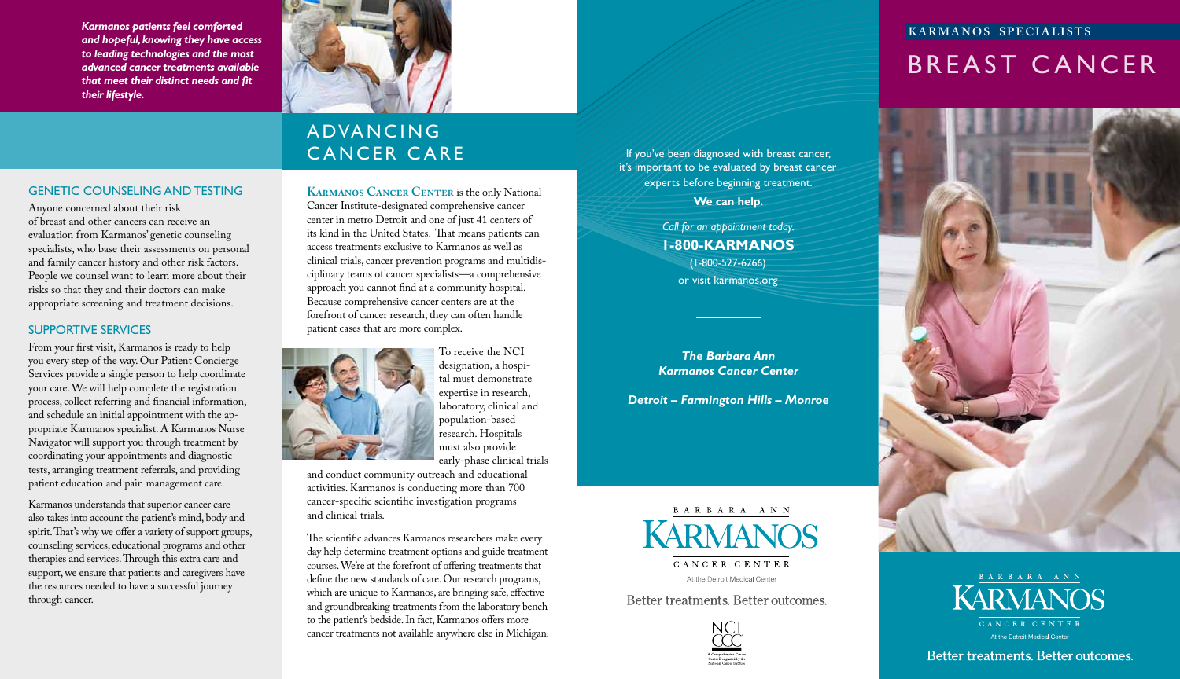*Karmanos patients feel comforted and hopeful, knowing they have access to leading technologies and the most advanced cancer treatments available that meet their distinct needs and fit their lifestyle.*

## GENETIC COUNSELING AND TESTING

Anyone concerned about their risk of breast and other cancers can receive an evaluation from Karmanos' genetic counseling specialists, who base their assessments on personal and family cancer history and other risk factors. People we counsel want to learn more about their risks so that they and their doctors can make appropriate screening and treatment decisions.

## SUPPORTIVE SERVICES

From your first visit, Karmanos is ready to help you every step of the way. Our Patient Concierge Services provide a single person to help coordinate your care. We will help complete the registration process, collect referring and financial information, and schedule an initial appointment with the appropriate Karmanos specialist. A Karmanos Nurse Navigator will support you through treatment by coordinating your appointments and diagnostic tests, arranging treatment referrals, and providing patient education and pain management care.

Karmanos understands that superior cancer care also takes into account the patient's mind, body and spirit. That's why we offer a variety of support groups, counseling services, educational programs and other therapies and services. Through this extra care and support, we ensure that patients and caregivers have the resources needed to have a successful journey through cancer.

# ADVANCING CANCER CARE

**Karmanos Cancer Center** is the only National Cancer Institute-designated comprehensive cancer center in metro Detroit and one of just 41 centers of its kind in the United States. That means patients can access treatments exclusive to Karmanos as well as clinical trials, cancer prevention programs and multidisciplinary teams of cancer specialists—a comprehensive approach you cannot find at a community hospital. Because comprehensive cancer centers are at the forefront of cancer research, they can often handle patient cases that are more complex.

To receive the NCI designation, a hospital must demonstrate expertise in research, laboratory, clinical and population-based research. Hospitals must also provide early-phase clinical trials and conduct community outreach and educational activities. Karmanos is conducting more than 700 cancer-specific scientific investigation programs and clinical trials.

The scientific advances Karmanos researchers make every day help determine treatment options and guide treatment courses. We're at the forefront of offering treatments that define the new standards of care. Our research programs, which are unique to Karmanos, are bringing safe, effective and groundbreaking treatments from the laboratory bench to the patient's bedside. In fact, Karmanos offers more cancer treatments not available anywhere else in Michigan.

If you've been diagnosed with breast cancer, it's important to be evaluated by breast cancer experts before beginning treatment.

**We can help.**

*Call for an appointment today.*

**1-800-KARMANOS**

(1-800-527-6266)

or visit karmanos.org

***The Barbara Ann Karmanos Cancer Center***

***Detroit – Farmington Hills – Monroe***

BARBARA ANN KARMANOS CANCER CENTER

At the Detroit Medical Center

Better treatments. Better outcomes.

NCI CCC

A Comprehensive Cancer Center Designated by the National Cancer Institute

KARMANOS SPECIALISTS

# BREAST CANCER

BARBARA ANN KARMANOS CANCER CENTER

At the Detroit Medical Center

Better treatments. Better outcomes.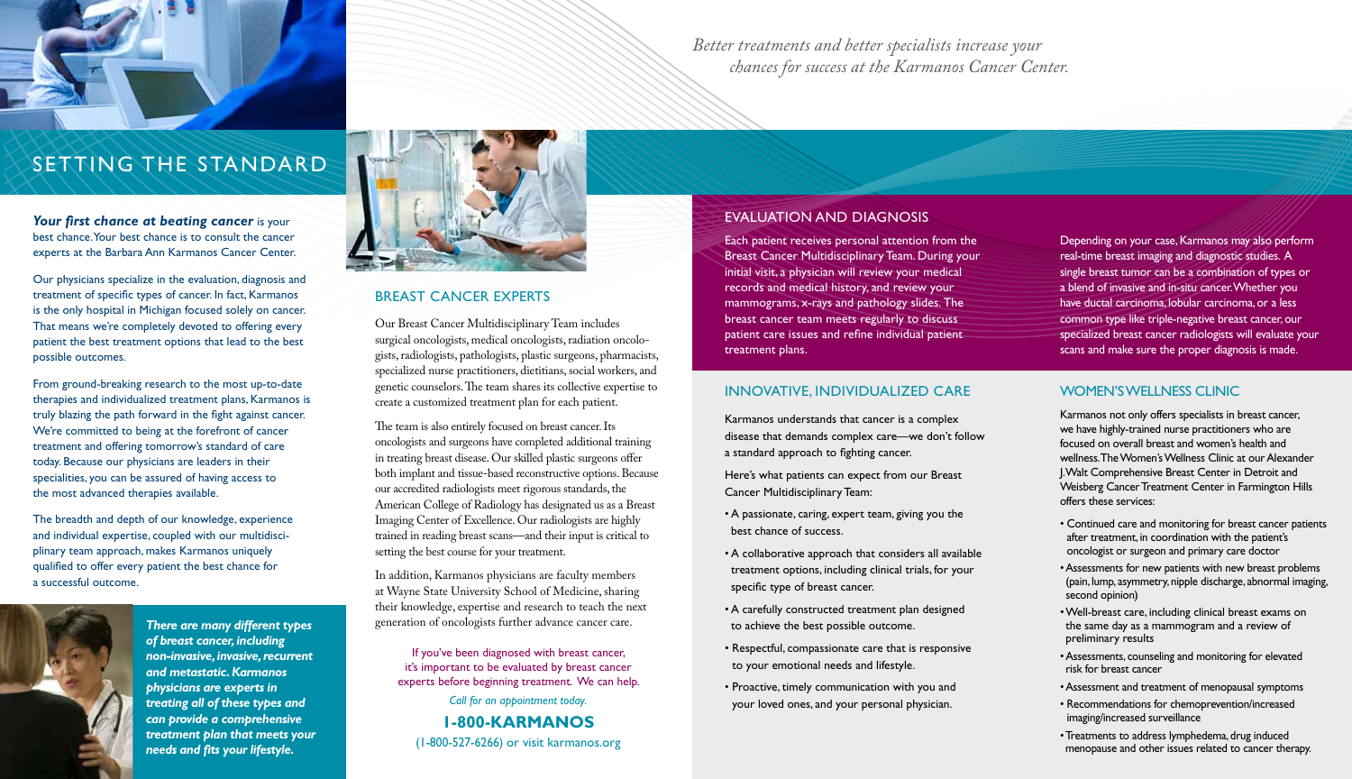*Better treatments and better specialists increase your chances for success at the Karmanos Cancer Center.*

# SETTING THE STANDARD

***Your first chance at beating cancer*** is your best chance. Your best chance is to consult the cancer experts at the Barbara Ann Karmanos Cancer Center.

Our physicians specialize in the evaluation, diagnosis and treatment of specific types of cancer. In fact, Karmanos is the only hospital in Michigan focused solely on cancer. That means we're completely devoted to offering every patient the best treatment options that lead to the best possible outcomes.

From ground-breaking research to the most up-to-date therapies and individualized treatment plans, Karmanos is truly blazing the path forward in the fight against cancer. We're committed to being at the forefront of cancer treatment and offering tomorrow's standard of care today. Because our physicians are leaders in their specialities, you can be assured of having access to the most advanced therapies available.

The breadth and depth of our knowledge, experience and individual expertise, coupled with our multidisciplinary team approach, makes Karmanos uniquely qualified to offer every patient the best chance for a successful outcome.

***There are many different types of breast cancer, including non-invasive, invasive, recurrent and metastatic. Karmanos physicians are experts in treating all of these types and can provide a comprehensive treatment plan that meets your needs and fits your lifestyle.***

## BREAST CANCER EXPERTS

Our Breast Cancer Multidisciplinary Team includes surgical oncologists, medical oncologists, radiation oncologists, radiologists, pathologists, plastic surgeons, pharmacists, specialized nurse practitioners, dietitians, social workers, and genetic counselors. The team shares its collective expertise to create a customized treatment plan for each patient.

The team is also entirely focused on breast cancer. Its oncologists and surgeons have completed additional training in treating breast disease. Our skilled plastic surgeons offer both implant and tissue-based reconstructive options. Because our accredited radiologists meet rigorous standards, the American College of Radiology has designated us as a Breast Imaging Center of Excellence. Our radiologists are highly trained in reading breast scans—and their input is critical to setting the best course for your treatment.

In addition, Karmanos physicians are faculty members at Wayne State University School of Medicine, sharing their knowledge, expertise and research to teach the next generation of oncologists further advance cancer care.

If you've been diagnosed with breast cancer, it's important to be evaluated by breast cancer experts before beginning treatment. We can help.

*Call for an appointment today.*

**1-800-KARMANOS**

(1-800-527-6266) or visit karmanos.org

## EVALUATION AND DIAGNOSIS

Each patient receives personal attention from the Breast Cancer Multidisciplinary Team. During your initial visit, a physician will review your medical records and medical history, and review your mammograms, x-rays and pathology slides. The breast cancer team meets regularly to discuss patient care issues and refine individual patient treatment plans.

Depending on your case, Karmanos may also perform real-time breast imaging and diagnostic studies. A single breast tumor can be a combination of types or a blend of invasive and in-situ cancer. Whether you have ductal carcinoma, lobular carcinoma, or a less common type like triple-negative breast cancer, our specialized breast cancer radiologists will evaluate your scans and make sure the proper diagnosis is made.

## INNOVATIVE, INDIVIDUALIZED CARE

Karmanos understands that cancer is a complex disease that demands complex care—we don't follow a standard approach to fighting cancer.

Here's what patients can expect from our Breast Cancer Multidisciplinary Team:

- A passionate, caring, expert team, giving you the best chance of success.
- A collaborative approach that considers all available treatment options, including clinical trials, for your specific type of breast cancer.
- A carefully constructed treatment plan designed to achieve the best possible outcome.
- Respectful, compassionate care that is responsive to your emotional needs and lifestyle.
- Proactive, timely communication with you and your loved ones, and your personal physician.

## WOMEN'S WELLNESS CLINIC

Karmanos not only offers specialists in breast cancer, we have highly-trained nurse practitioners who are focused on overall breast and women's health and wellness. The Women's Wellness Clinic at our Alexander J. Walt Comprehensive Breast Center in Detroit and Weisberg Cancer Treatment Center in Farmington Hills offers these services:

- Continued care and monitoring for breast cancer patients after treatment, in coordination with the patient's oncologist or surgeon and primary care doctor
- Assessments for new patients with new breast problems (pain, lump, asymmetry, nipple discharge, abnormal imaging, second opinion)
- Well-breast care, including clinical breast exams on the same day as a mammogram and a review of preliminary results
- Assessments, counseling and monitoring for elevated risk for breast cancer
- Assessment and treatment of menopausal symptoms
- Recommendations for chemoprevention/increased imaging/increased surveillance
- Treatments to address lymphedema, drug induced menopause and other issues related to cancer therapy.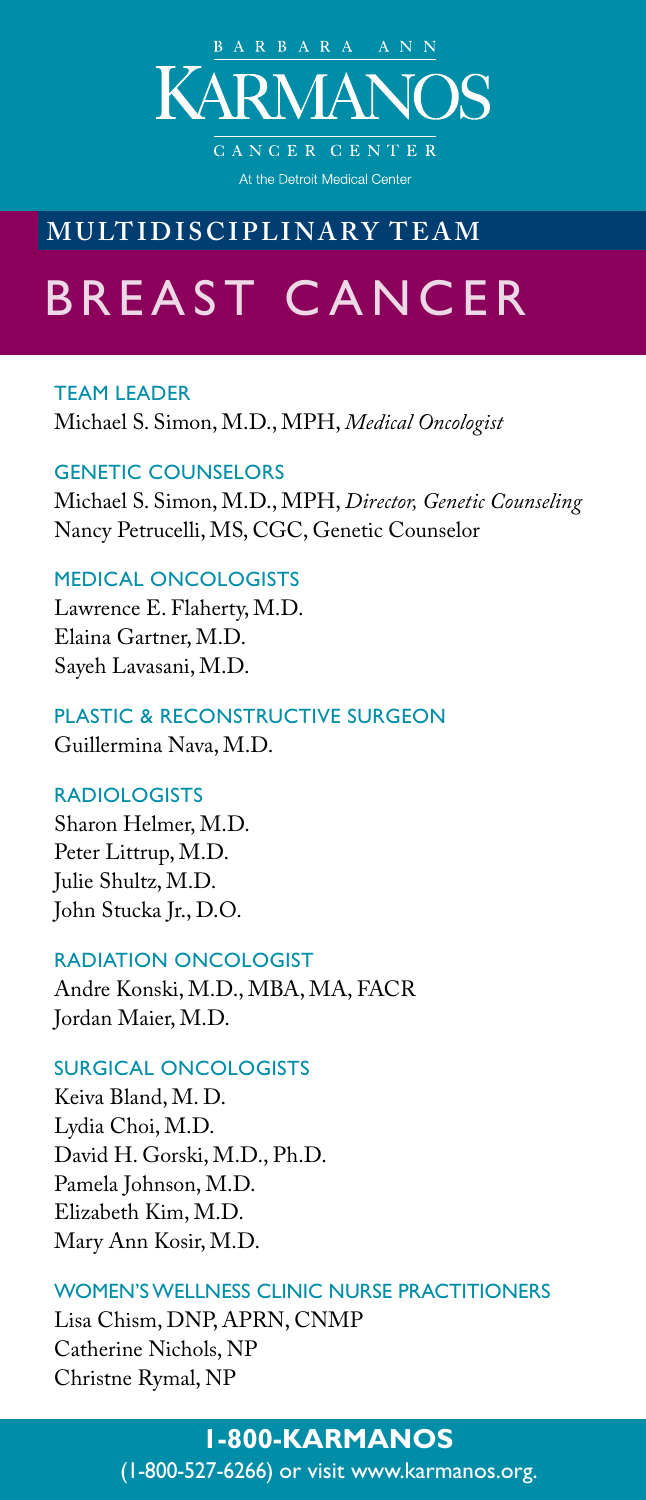BARBARA ANN

# KARMANOS

CANCER CENTER

At the Detroit Medical Center

## MULTIDISCIPLINARY TEAM

# BREAST CANCER

### TEAM LEADER

Michael S. Simon, M.D., MPH, *Medical Oncologist*

### GENETIC COUNSELORS

Michael S. Simon, M.D., MPH, *Director, Genetic Counseling*
Nancy Petrucelli, MS, CGC, Genetic Counselor

### MEDICAL ONCOLOGISTS

Lawrence E. Flaherty, M.D.
Elaina Gartner, M.D.
Sayeh Lavasani, M.D.

### PLASTIC & RECONSTRUCTIVE SURGEON

Guillermina Nava, M.D.

### RADIOLOGISTS

Sharon Helmer, M.D.
Peter Littrup, M.D.
Julie Shultz, M.D.
John Stucka Jr., D.O.

### RADIATION ONCOLOGIST

Andre Konski, M.D., MBA, MA, FACR
Jordan Maier, M.D.

### SURGICAL ONCOLOGISTS

Keiva Bland, M. D.
Lydia Choi, M.D.
David H. Gorski, M.D., Ph.D.
Pamela Johnson, M.D.
Elizabeth Kim, M.D.
Mary Ann Kosir, M.D.

### WOMEN'S WELLNESS CLINIC NURSE PRACTITIONERS

Lisa Chism, DNP, APRN, CNMP
Catherine Nichols, NP
Christne Rymal, NP

**1-800-KARMANOS**

(1-800-527-6266) or visit www.karmanos.org.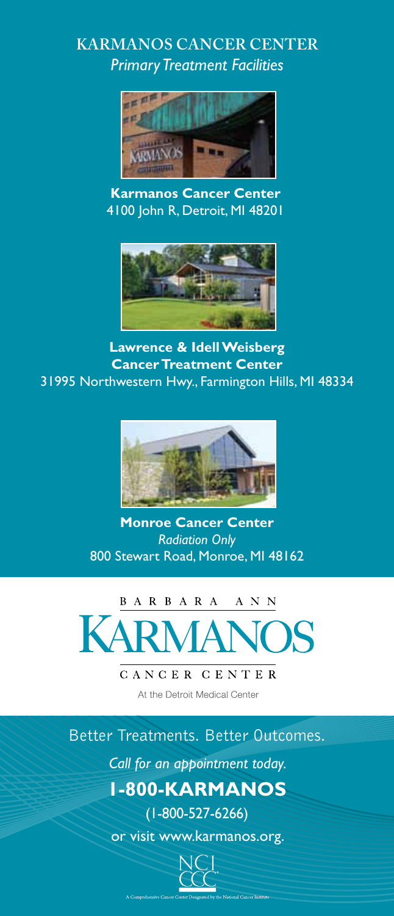## KARMANOS CANCER CENTER

*Primary Treatment Facilities*

**Karmanos Cancer Center**
4100 John R, Detroit, MI 48201

**Lawrence & Idell Weisberg Cancer Treatment Center**
31995 Northwestern Hwy., Farmington Hills, MI 48334

**Monroe Cancer Center**
*Radiation Only*
800 Stewart Road, Monroe, MI 48162

BARBARA ANN
KARMANOS
CANCER CENTER
At the Detroit Medical Center

Better Treatments. Better Outcomes.

*Call for an appointment today.*

**1-800-KARMANOS**

(1-800-527-6266)

or visit www.karmanos.org.

NCI CCC

A Comprehensive Cancer Center Designated by the National Cancer Institute